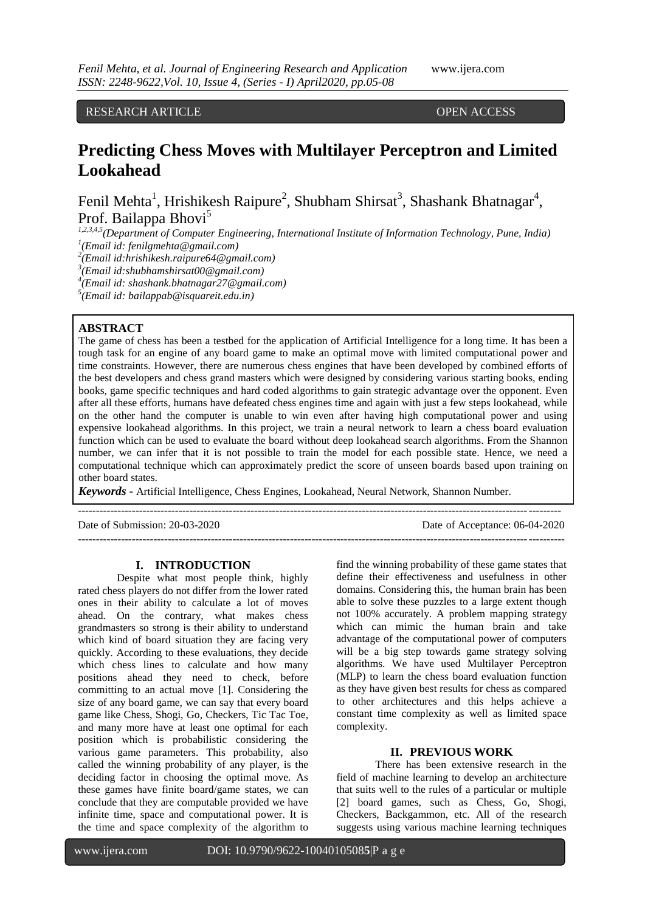RESEARCH ARTICLE OPEN ACCESS

# Predicting Chess Moves with Multilayer Perceptron and Limited Lookahead

Fenil Mehta[1], Hrishikesh Raipure[2], Shubham Shirsat[3], Shashank Bhatnagar[4], Prof. Bailappa Bhovi[5]

[1,2,3,4,5](Department of Computer Engineering, International Institute of Information Technology, Pune, India)
[1](Email id: fenilgmehta@gmail.com)
[2](Email id:hrishikesh.raipure64@gmail.com)
[3](Email id:shubhamshirsat00@gmail.com)
[4](Email id: shashank.bhatnagar27@gmail.com)
[5](Email id: bailappab@isquareit.edu.in)

## ABSTRACT

The game of chess has been a testbed for the application of Artificial Intelligence for a long time. It has been a tough task for an engine of any board game to make an optimal move with limited computational power and time constraints. However, there are numerous chess engines that have been developed by combined efforts of the best developers and chess grand masters which were designed by considering various starting books, ending books, game specific techniques and hard coded algorithms to gain strategic advantage over the opponent. Even after all these efforts, humans have defeated chess engines time and again with just a few steps lookahead, while on the other hand the computer is unable to win even after having high computational power and using expensive lookahead algorithms. In this project, we train a neural network to learn a chess board evaluation function which can be used to evaluate the board without deep lookahead search algorithms. From the Shannon number, we can infer that it is not possible to train the model for each possible state. Hence, we need a computational technique which can approximately predict the score of unseen boards based upon training on other board states.

***Keywords*** **-** Artificial Intelligence, Chess Engines, Lookahead, Neural Network, Shannon Number.

Date of Submission: 20-03-2020 Date of Acceptance: 06-04-2020

## I. INTRODUCTION

Despite what most people think, highly rated chess players do not differ from the lower rated ones in their ability to calculate a lot of moves ahead. On the contrary, what makes chess grandmasters so strong is their ability to understand which kind of board situation they are facing very quickly. According to these evaluations, they decide which chess lines to calculate and how many positions ahead they need to check, before committing to an actual move [1]. Considering the size of any board game, we can say that every board game like Chess, Shogi, Go, Checkers, Tic Tac Toe, and many more have at least one optimal for each position which is probabilistic considering the various game parameters. This probability, also called the winning probability of any player, is the deciding factor in choosing the optimal move. As these games have finite board/game states, we can conclude that they are computable provided we have infinite time, space and computational power. It is the time and space complexity of the algorithm to find the winning probability of these game states that define their effectiveness and usefulness in other domains. Considering this, the human brain has been able to solve these puzzles to a large extent though not 100% accurately. A problem mapping strategy which can mimic the human brain and take advantage of the computational power of computers will be a big step towards game strategy solving algorithms. We have used Multilayer Perceptron (MLP) to learn the chess board evaluation function as they have given best results for chess as compared to other architectures and this helps achieve a constant time complexity as well as limited space complexity.

## II. PREVIOUS WORK

There has been extensive research in the field of machine learning to develop an architecture that suits well to the rules of a particular or multiple [2] board games, such as Chess, Go, Shogi, Checkers, Backgammon, etc. All of the research suggests using various machine learning techniques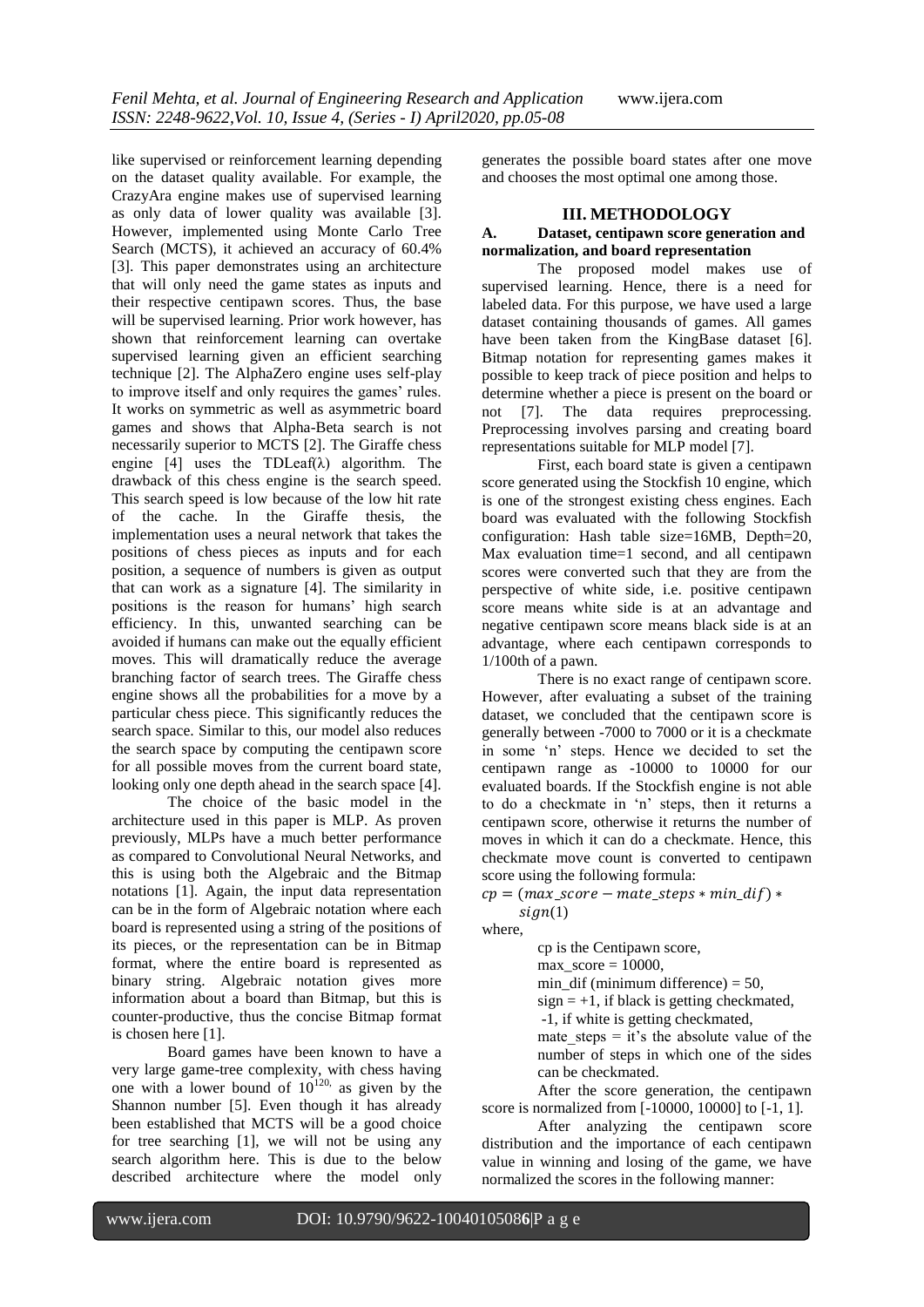like supervised or reinforcement learning depending on the dataset quality available. For example, the CrazyAra engine makes use of supervised learning as only data of lower quality was available [3]. However, implemented using Monte Carlo Tree Search (MCTS), it achieved an accuracy of 60.4% [3]. This paper demonstrates using an architecture that will only need the game states as inputs and their respective centipawn scores. Thus, the base will be supervised learning. Prior work however, has shown that reinforcement learning can overtake supervised learning given an efficient searching technique [2]. The AlphaZero engine uses self-play to improve itself and only requires the games' rules. It works on symmetric as well as asymmetric board games and shows that Alpha-Beta search is not necessarily superior to MCTS [2]. The Giraffe chess engine [4] uses the TDLeaf(λ) algorithm. The drawback of this chess engine is the search speed. This search speed is low because of the low hit rate of the cache. In the Giraffe thesis, the implementation uses a neural network that takes the positions of chess pieces as inputs and for each position, a sequence of numbers is given as output that can work as a signature [4]. The similarity in positions is the reason for humans' high search efficiency. In this, unwanted searching can be avoided if humans can make out the equally efficient moves. This will dramatically reduce the average branching factor of search trees. The Giraffe chess engine shows all the probabilities for a move by a particular chess piece. This significantly reduces the search space. Similar to this, our model also reduces the search space by computing the centipawn score for all possible moves from the current board state, looking only one depth ahead in the search space [4].

The choice of the basic model in the architecture used in this paper is MLP. As proven previously, MLPs have a much better performance as compared to Convolutional Neural Networks, and this is using both the Algebraic and the Bitmap notations [1]. Again, the input data representation can be in the form of Algebraic notation where each board is represented using a string of the positions of its pieces, or the representation can be in Bitmap format, where the entire board is represented as binary string. Algebraic notation gives more information about a board than Bitmap, but this is counter-productive, thus the concise Bitmap format is chosen here [1].

Board games have been known to have a very large game-tree complexity, with chess having one with a lower bound of $10^{120}$, as given by the Shannon number [5]. Even though it has already been established that MCTS will be a good choice for tree searching [1], we will not be using any search algorithm here. This is due to the below described architecture where the model only generates the possible board states after one move and chooses the most optimal one among those.

## III. METHODOLOGY

### A. Dataset, centipawn score generation and normalization, and board representation

The proposed model makes use of supervised learning. Hence, there is a need for labeled data. For this purpose, we have used a large dataset containing thousands of games. All games have been taken from the KingBase dataset [6]. Bitmap notation for representing games makes it possible to keep track of piece position and helps to determine whether a piece is present on the board or not [7]. The data requires preprocessing. Preprocessing involves parsing and creating board representations suitable for MLP model [7].

First, each board state is given a centipawn score generated using the Stockfish 10 engine, which is one of the strongest existing chess engines. Each board was evaluated with the following Stockfish configuration: Hash table size=16MB, Depth=20, Max evaluation time=1 second, and all centipawn scores were converted such that they are from the perspective of white side, i.e. positive centipawn score means white side is at an advantage and negative centipawn score means black side is at an advantage, where each centipawn corresponds to 1/100th of a pawn.

There is no exact range of centipawn score. However, after evaluating a subset of the training dataset, we concluded that the centipawn score is generally between -7000 to 7000 or it is a checkmate in some 'n' steps. Hence we decided to set the centipawn range as -10000 to 10000 for our evaluated boards. If the Stockfish engine is not able to do a checkmate in 'n' steps, then it returns a centipawn score, otherwise it returns the number of moves in which it can do a checkmate. Hence, this checkmate move count is converted to centipawn score using the following formula:

$$cp = (max\_score - mate\_steps * min\_dif) * sign(1)$$

where,

cp is the Centipawn score,
max_score = 10000,
min_dif (minimum difference) = 50,
sign = +1, if black is getting checkmated,
-1, if white is getting checkmated,
mate_steps = it's the absolute value of the number of steps in which one of the sides can be checkmated.

After the score generation, the centipawn score is normalized from [-10000, 10000] to [-1, 1].

After analyzing the centipawn score distribution and the importance of each centipawn value in winning and losing of the game, we have normalized the scores in the following manner: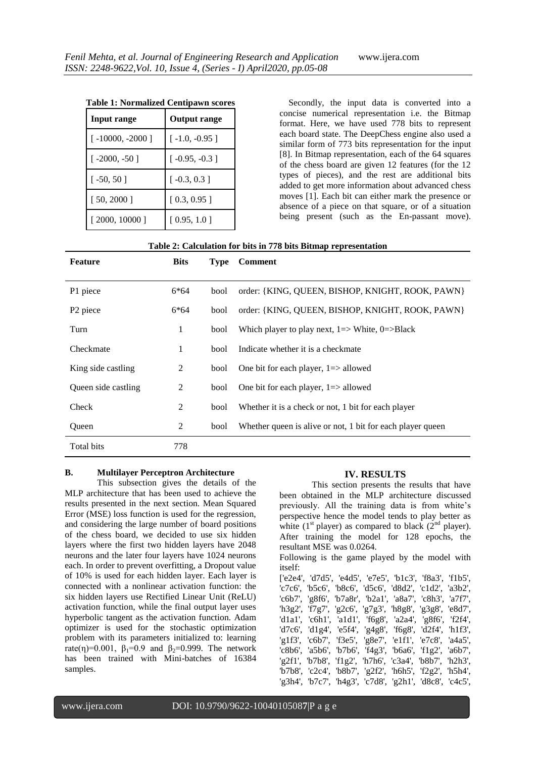**Table 1: Normalized Centipawn scores**

| Input range | Output range |
|---|---|
| [ -10000, -2000 ] | [ -1.0, -0.95 ] |
| [ -2000, -50 ] | [ -0.95, -0.3 ] |
| [ -50, 50 ] | [ -0.3, 0.3 ] |
| [ 50, 2000 ] | [ 0.3, 0.95 ] |
| [ 2000, 10000 ] | [ 0.95, 1.0 ] |

Secondly, the input data is converted into a concise numerical representation i.e. the Bitmap format. Here, we have used 778 bits to represent each board state. The DeepChess engine also used a similar form of 773 bits representation for the input [8]. In Bitmap representation, each of the 64 squares of the chess board are given 12 features (for the 12 types of pieces), and the rest are additional bits added to get more information about advanced chess moves [1]. Each bit can either mark the presence or absence of a piece on that square, or of a situation being present (such as the En-passant move).

**Table 2: Calculation for bits in 778 bits Bitmap representation**

| Feature | Bits | Type | Comment |
|---|---|---|---|
| P1 piece | 6*64 | bool | order: {KING, QUEEN, BISHOP, KNIGHT, ROOK, PAWN} |
| P2 piece | 6*64 | bool | order: {KING, QUEEN, BISHOP, KNIGHT, ROOK, PAWN} |
| Turn | 1 | bool | Which player to play next, 1=> White, 0=>Black |
| Checkmate | 1 | bool | Indicate whether it is a checkmate |
| King side castling | 2 | bool | One bit for each player, 1=> allowed |
| Queen side castling | 2 | bool | One bit for each player, 1=> allowed |
| Check | 2 | bool | Whether it is a check or not, 1 bit for each player |
| Queen | 2 | bool | Whether queen is alive or not, 1 bit for each player queen |
| Total bits | 778 | | |

### B. Multilayer Perceptron Architecture

This subsection gives the details of the MLP architecture that has been used to achieve the results presented in the next section. Mean Squared Error (MSE) loss function is used for the regression, and considering the large number of board positions of the chess board, we decided to use six hidden layers where the first two hidden layers have 2048 neurons and the later four layers have 1024 neurons each. In order to prevent overfitting, a Dropout value of 10% is used for each hidden layer. Each layer is connected with a nonlinear activation function: the six hidden layers use Rectified Linear Unit (ReLU) activation function, while the final output layer uses hyperbolic tangent as the activation function. Adam optimizer is used for the stochastic optimization problem with its parameters initialized to: learning rate($\eta$)=0.001, $\beta_1$=0.9 and $\beta_2$=0.999. The network has been trained with Mini-batches of 16384 samples.

## IV. RESULTS

This section presents the results that have been obtained in the MLP architecture discussed previously. All the training data is from white's perspective hence the model tends to play better as white (1st player) as compared to black (2nd player). After training the model for 128 epochs, the resultant MSE was 0.0264.

Following is the game played by the model with itself:

['e2e4', 'd7d5', 'e4d5', 'e7e5', 'b1c3', 'f8a3', 'f1b5', 'c7c6', 'b5c6', 'b8c6', 'd5c6', 'd8d2', 'c1d2', 'a3b2', 'c6b7', 'g8f6', 'b7a8r', 'b2a1', 'a8a7', 'c8h3', 'a7f7', 'h3g2', 'f7g7', 'g2c6', 'g7g3', 'h8g8', 'g3g8', 'e8d7', 'd1a1', 'c6h1', 'a1d1', 'f6g8', 'a2a4', 'g8f6', 'f2f4', 'd7c6', 'd1g4', 'e5f4', 'g4g8', 'f6g8', 'd2f4', 'h1f3', 'g1f3', 'c6b7', 'f3e5', 'g8e7', 'e1f1', 'e7c8', 'a4a5', 'c8b6', 'a5b6', 'b7b6', 'f4g3', 'b6a6', 'f1g2', 'a6b7', 'g2f1', 'b7b8', 'f1g2', 'h7h6', 'c3a4', 'b8b7', 'h2h3', 'b7b8', 'c2c4', 'b8b7', 'g2f2', 'h6h5', 'f2g2', 'h5h4', 'g3h4', 'b7c7', 'h4g3', 'c7d8', 'g2h1', 'd8c8', 'c4c5',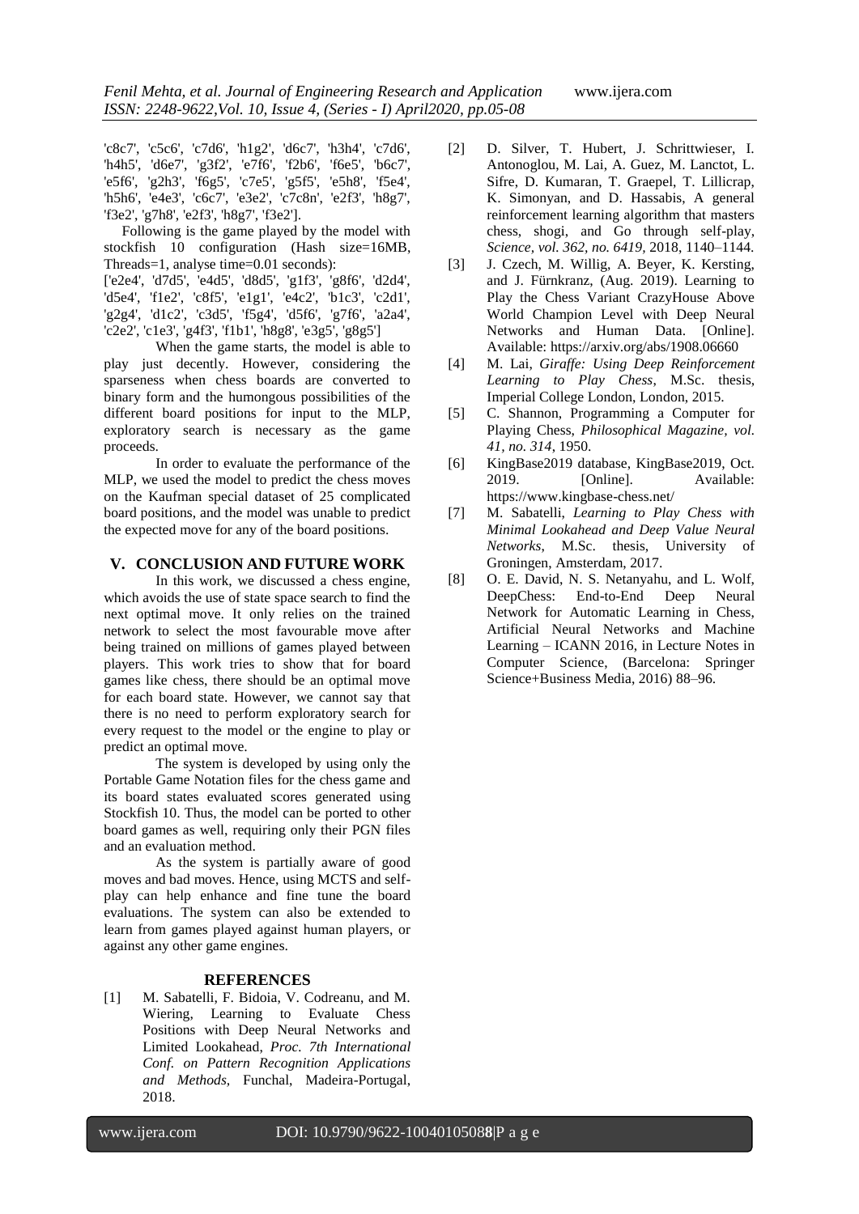'c8c7', 'c5c6', 'c7d6', 'h1g2', 'd6c7', 'h3h4', 'c7d6', 'h4h5', 'd6e7', 'g3f2', 'e7f6', 'f2b6', 'f6e5', 'b6c7', 'e5f6', 'g2h3', 'f6g5', 'c7e5', 'g5f5', 'e5h8', 'f5e4', 'h5h6', 'e4e3', 'c6c7', 'e3e2', 'c7c8n', 'e2f3', 'h8g7', 'f3e2', 'g7h8', 'e2f3', 'h8g7', 'f3e2'].

Following is the game played by the model with stockfish 10 configuration (Hash size=16MB, Threads=1, analyse time=0.01 seconds):

['e2e4', 'd7d5', 'e4d5', 'd8d5', 'g1f3', 'g8f6', 'd2d4', 'd5e4', 'f1e2', 'c8f5', 'e1g1', 'e4c2', 'b1c3', 'c2d1', 'g2g4', 'd1c2', 'c3d5', 'f5g4', 'd5f6', 'g7f6', 'a2a4', 'c2e2', 'c1e3', 'g4f3', 'f1b1', 'h8g8', 'e3g5', 'g8g5']

When the game starts, the model is able to play just decently. However, considering the sparseness when chess boards are converted to binary form and the humongous possibilities of the different board positions for input to the MLP, exploratory search is necessary as the game proceeds.

In order to evaluate the performance of the MLP, we used the model to predict the chess moves on the Kaufman special dataset of 25 complicated board positions, and the model was unable to predict the expected move for any of the board positions.

## V. CONCLUSION AND FUTURE WORK

In this work, we discussed a chess engine, which avoids the use of state space search to find the next optimal move. It only relies on the trained network to select the most favourable move after being trained on millions of games played between players. This work tries to show that for board games like chess, there should be an optimal move for each board state. However, we cannot say that there is no need to perform exploratory search for every request to the model or the engine to play or predict an optimal move.

The system is developed by using only the Portable Game Notation files for the chess game and its board states evaluated scores generated using Stockfish 10. Thus, the model can be ported to other board games as well, requiring only their PGN files and an evaluation method.

As the system is partially aware of good moves and bad moves. Hence, using MCTS and self-play can help enhance and fine tune the board evaluations. The system can also be extended to learn from games played against human players, or against any other game engines.

## REFERENCES

[1] M. Sabatelli, F. Bidoia, V. Codreanu, and M. Wiering, Learning to Evaluate Chess Positions with Deep Neural Networks and Limited Lookahead, *Proc. 7th International Conf. on Pattern Recognition Applications and Methods,* Funchal, Madeira-Portugal, 2018.

[2] D. Silver, T. Hubert, J. Schrittwieser, I. Antonoglou, M. Lai, A. Guez, M. Lanctot, L. Sifre, D. Kumaran, T. Graepel, T. Lillicrap, K. Simonyan, and D. Hassabis, A general reinforcement learning algorithm that masters chess, shogi, and Go through self-play, *Science, vol. 362, no. 6419,* 2018, 1140–1144.

[3] J. Czech, M. Willig, A. Beyer, K. Kersting, and J. Fürnkranz, (Aug. 2019). Learning to Play the Chess Variant CrazyHouse Above World Champion Level with Deep Neural Networks and Human Data. [Online]. Available: https://arxiv.org/abs/1908.06660

[4] M. Lai, *Giraffe: Using Deep Reinforcement Learning to Play Chess*, M.Sc. thesis, Imperial College London, London, 2015.

[5] C. Shannon, Programming a Computer for Playing Chess, *Philosophical Magazine, vol. 41, no. 314*, 1950.

[6] KingBase2019 database, KingBase2019, Oct. 2019. [Online]. Available: https://www.kingbase-chess.net/

[7] M. Sabatelli, *Learning to Play Chess with Minimal Lookahead and Deep Value Neural Networks,* M.Sc. thesis, University of Groningen, Amsterdam, 2017.

[8] O. E. David, N. S. Netanyahu, and L. Wolf, DeepChess: End-to-End Deep Neural Network for Automatic Learning in Chess, Artificial Neural Networks and Machine Learning – ICANN 2016, in Lecture Notes in Computer Science, (Barcelona: Springer Science+Business Media, 2016) 88–96.